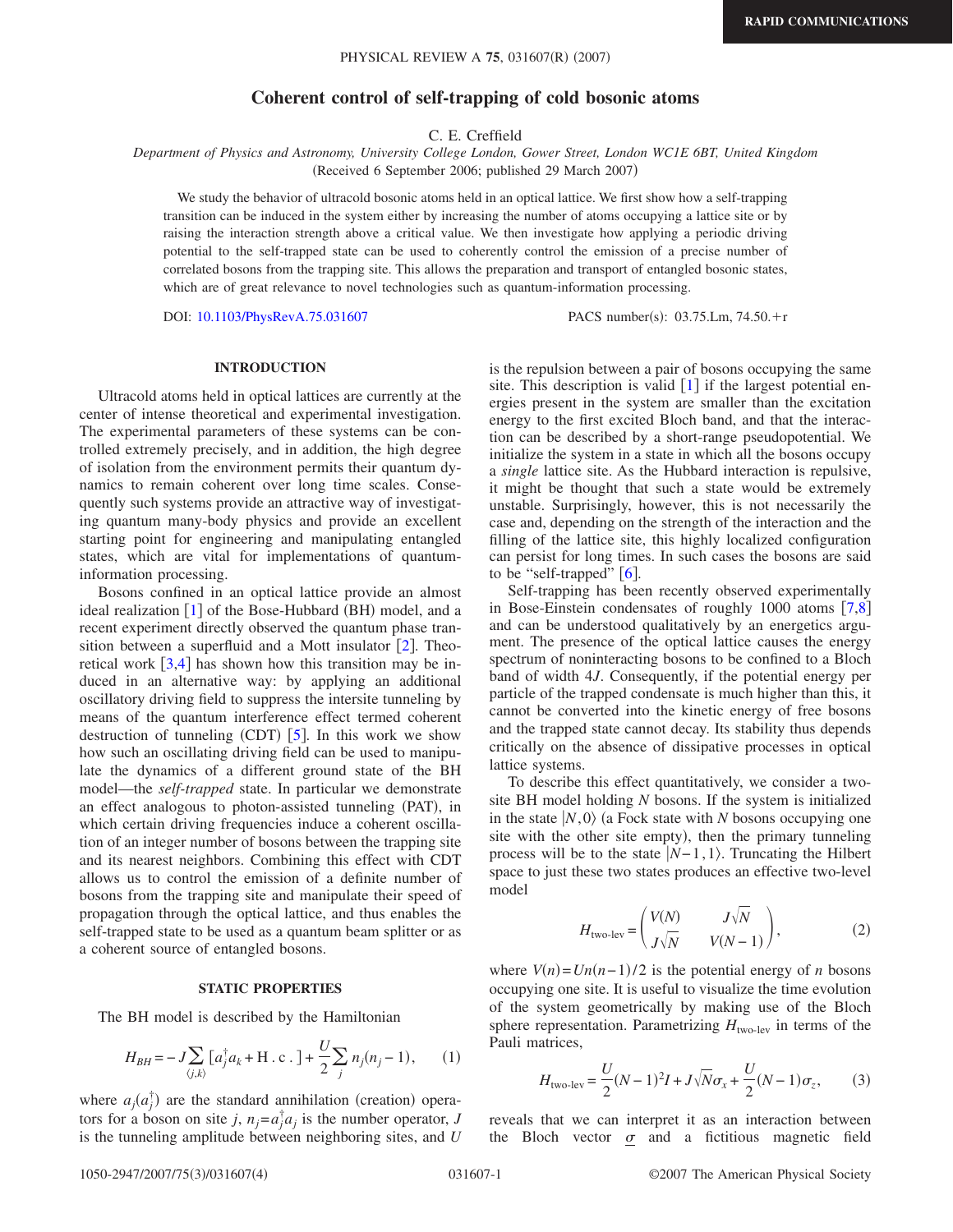# Coherent control of self-trapping of cold bosonic atoms

C. E. Creffield

*Department of Physics and Astronomy, University College London, Gower Street, London WC1E 6BT, United Kingdom*

(Received 6 September 2006; published 29 March 2007)

We study the behavior of ultracold bosonic atoms held in an optical lattice. We first show how a self-trapping transition can be induced in the system either by increasing the number of atoms occupying a lattice site or by raising the interaction strength above a critical value. We then investigate how applying a periodic driving potential to the self-trapped state can be used to coherently control the emission of a precise number of correlated bosons from the trapping site. This allows the preparation and transport of entangled bosonic states, which are of great relevance to novel technologies such as quantum-information processing.

DOI: 10.1103/PhysRevA.75.031607 PACS number(s): 03.75.Lm, 74.50.+r

## INTRODUCTION

Ultracold atoms held in optical lattices are currently at the center of intense theoretical and experimental investigation. The experimental parameters of these systems can be controlled extremely precisely, and in addition, the high degree of isolation from the environment permits their quantum dynamics to remain coherent over long time scales. Consequently such systems provide an attractive way of investigating quantum many-body physics and provide an excellent starting point for engineering and manipulating entangled states, which are vital for implementations of quantum-information processing.

Bosons confined in an optical lattice provide an almost ideal realization [1] of the Bose-Hubbard (BH) model, and a recent experiment directly observed the quantum phase transition between a superfluid and a Mott insulator [2]. Theoretical work [3,4] has shown how this transition may be induced in an alternative way: by applying an additional oscillatory driving field to suppress the intersite tunneling by means of the quantum interference effect termed coherent destruction of tunneling (CDT) [5]. In this work we show how such an oscillating driving field can be used to manipulate the dynamics of a different ground state of the BH model—the *self-trapped* state. In particular we demonstrate an effect analogous to photon-assisted tunneling (PAT), in which certain driving frequencies induce a coherent oscillation of an integer number of bosons between the trapping site and its nearest neighbors. Combining this effect with CDT allows us to control the emission of a definite number of bosons from the trapping site and manipulate their speed of propagation through the optical lattice, and thus enables the self-trapped state to be used as a quantum beam splitter or as a coherent source of entangled bosons.

## STATIC PROPERTIES

The BH model is described by the Hamiltonian

$$H_{BH} = -J\sum_{\langle j,k\rangle}[a_j^\dagger a_k + \mathrm{H.c.}] + \frac{U}{2}\sum_j n_j(n_j-1), \qquad (1)$$

where $a_j(a_j^\dagger)$ are the standard annihilation (creation) operators for a boson on site $j$, $n_j = a_j^\dagger a_j$ is the number operator, $J$ is the tunneling amplitude between neighboring sites, and $U$ is the repulsion between a pair of bosons occupying the same site. This description is valid [1] if the largest potential energies present in the system are smaller than the excitation energy to the first excited Bloch band, and that the interaction can be described by a short-range pseudopotential. We initialize the system in a state in which all the bosons occupy a *single* lattice site. As the Hubbard interaction is repulsive, it might be thought that such a state would be extremely unstable. Surprisingly, however, this is not necessarily the case and, depending on the strength of the interaction and the filling of the lattice site, this highly localized configuration can persist for long times. In such cases the bosons are said to be "self-trapped" [6].

Self-trapping has been recently observed experimentally in Bose-Einstein condensates of roughly 1000 atoms [7,8] and can be understood qualitatively by an energetics argument. The presence of the optical lattice causes the energy spectrum of noninteracting bosons to be confined to a Bloch band of width $4J$. Consequently, if the potential energy per particle of the trapped condensate is much higher than this, it cannot be converted into the kinetic energy of free bosons and the trapped state cannot decay. Its stability thus depends critically on the absence of dissipative processes in optical lattice systems.

To describe this effect quantitatively, we consider a two-site BH model holding $N$ bosons. If the system is initialized in the state $|N,0\rangle$ (a Fock state with $N$ bosons occupying one site with the other site empty), then the primary tunneling process will be to the state $|N-1,1\rangle$. Truncating the Hilbert space to just these two states produces an effective two-level model

$$H_{\text{two-lev}} = \begin{pmatrix} V(N) & J\sqrt{N} \\ J\sqrt{N} & V(N-1) \end{pmatrix}, \qquad (2)$$

where $V(n) = Un(n-1)/2$ is the potential energy of $n$ bosons occupying one site. It is useful to visualize the time evolution of the system geometrically by making use of the Bloch sphere representation. Parametrizing $H_{\text{two-lev}}$ in terms of the Pauli matrices,

$$H_{\text{two-lev}} = \frac{U}{2}(N-1)^2 I + J\sqrt{N}\sigma_x + \frac{U}{2}(N-1)\sigma_z, \qquad (3)$$

reveals that we can interpret it as an interaction between the Bloch vector $\underline{\sigma}$ and a fictitious magnetic field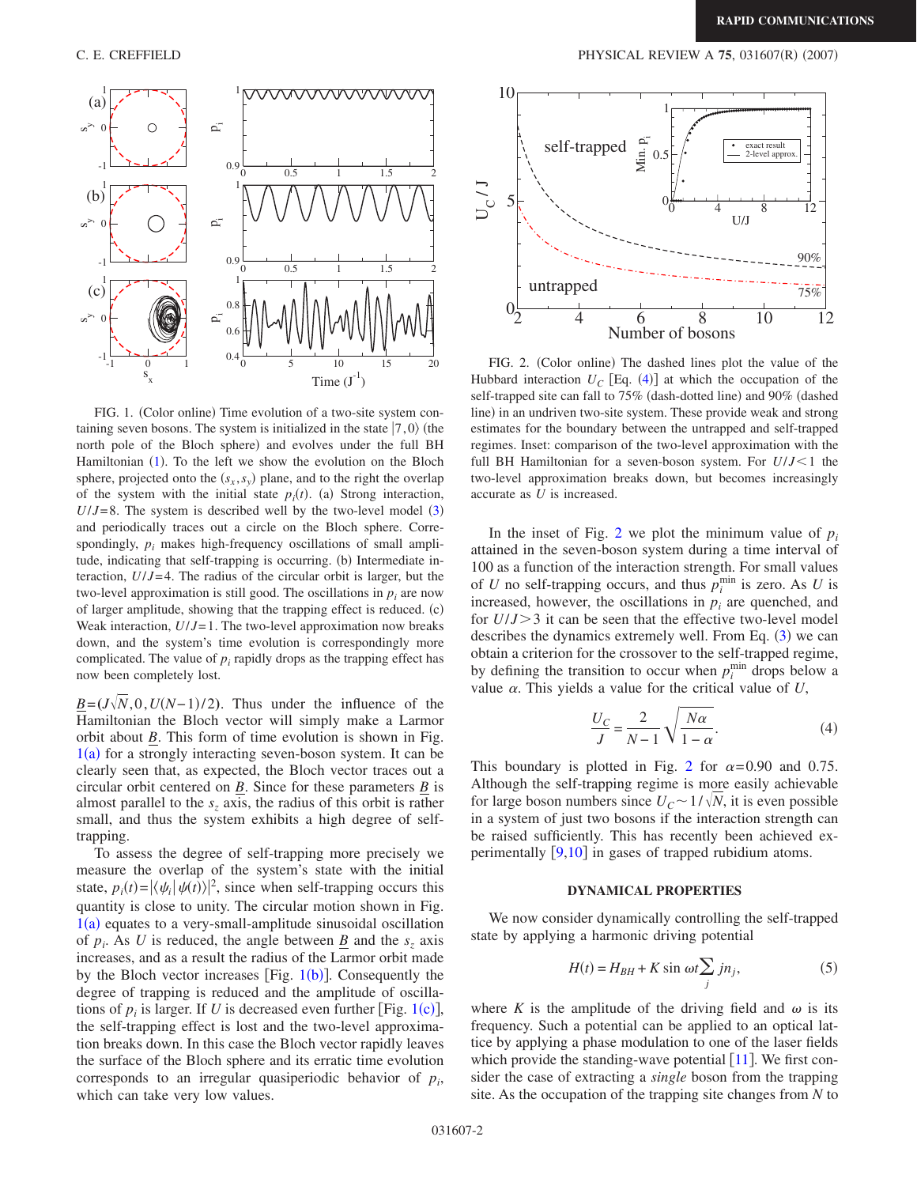FIG. 1. (Color online) Time evolution of a two-site system containing seven bosons. The system is initialized in the state $|7,0\rangle$ (the north pole of the Bloch sphere) and evolves under the full BH Hamiltonian (1). To the left we show the evolution on the Bloch sphere, projected onto the $(s_x, s_y)$ plane, and to the right the overlap of the system with the initial state $p_i(t)$. (a) Strong interaction, $U/J=8$. The system is described well by the two-level model (3) and periodically traces out a circle on the Bloch sphere. Correspondingly, $p_i$ makes high-frequency oscillations of small amplitude, indicating that self-trapping is occurring. (b) Intermediate interaction, $U/J=4$. The radius of the circular orbit is larger, but the two-level approximation is still good. The oscillations in $p_i$ are now of larger amplitude, showing that the trapping effect is reduced. (c) Weak interaction, $U/J=1$. The two-level approximation now breaks down, and the system's time evolution is correspondingly more complicated. The value of $p_i$ rapidly drops as the trapping effect has now been completely lost.

$\underline{B}=(J\sqrt{N},0,U(N-1)/2)$. Thus under the influence of the Hamiltonian the Bloch vector will simply make a Larmor orbit about $\underline{B}$. This form of time evolution is shown in Fig. 1(a) for a strongly interacting seven-boson system. It can be clearly seen that, as expected, the Bloch vector traces out a circular orbit centered on $\underline{B}$. Since for these parameters $\underline{B}$ is almost parallel to the $s_z$ axis, the radius of this orbit is rather small, and thus the system exhibits a high degree of self-trapping.

To assess the degree of self-trapping more precisely we measure the overlap of the system's state with the initial state, $p_i(t)=|\langle\psi_i|\psi(t)\rangle|^2$, since when self-trapping occurs this quantity is close to unity. The circular motion shown in Fig. 1(a) equates to a very-small-amplitude sinusoidal oscillation of $p_i$. As $U$ is reduced, the angle between $\underline{B}$ and the $s_z$ axis increases, and as a result the radius of the Larmor orbit made by the Bloch vector increases [Fig. 1(b)]. Consequently the degree of trapping is reduced and the amplitude of oscillations of $p_i$ is larger. If $U$ is decreased even further [Fig. 1(c)], the self-trapping effect is lost and the two-level approximation breaks down. In this case the Bloch vector rapidly leaves the surface of the Bloch sphere and its erratic time evolution corresponds to an irregular quasiperiodic behavior of $p_i$, which can take very low values.

FIG. 2. (Color online) The dashed lines plot the value of the Hubbard interaction $U_C$ [Eq. (4)] at which the occupation of the self-trapped site can fall to 75% (dash-dotted line) and 90% (dashed line) in an undriven two-site system. These provide weak and strong estimates for the boundary between the untrapped and self-trapped regimes. Inset: comparison of the two-level approximation with the full BH Hamiltonian for a seven-boson system. For $U/J<1$ the two-level approximation breaks down, but becomes increasingly accurate as $U$ is increased.

In the inset of Fig. 2 we plot the minimum value of $p_i$ attained in the seven-boson system during a time interval of 100 as a function of the interaction strength. For small values of $U$ no self-trapping occurs, and thus $p_i^{\mathrm{min}}$ is zero. As $U$ is increased, however, the oscillations in $p_i$ are quenched, and for $U/J>3$ it can be seen that the effective two-level model describes the dynamics extremely well. From Eq. (3) we can obtain a criterion for the crossover to the self-trapped regime, by defining the transition to occur when $p_i^{\mathrm{min}}$ drops below a value $\alpha$. This yields a value for the critical value of $U$,

$$\frac{U_C}{J}=\frac{2}{N-1}\sqrt{\frac{N\alpha}{1-\alpha}}. \tag{4}$$

This boundary is plotted in Fig. 2 for $\alpha=0.90$ and 0.75. Although the self-trapping regime is more easily achievable for large boson numbers since $U_C\sim 1/\sqrt{N}$, it is even possible in a system of just two bosons if the interaction strength can be raised sufficiently. This has recently been achieved experimentally [9,10] in gases of trapped rubidium atoms.

## DYNAMICAL PROPERTIES

We now consider dynamically controlling the self-trapped state by applying a harmonic driving potential

$$H(t)=H_{BH}+K\sin\omega t\sum_j jn_j, \tag{5}$$

where $K$ is the amplitude of the driving field and $\omega$ is its frequency. Such a potential can be applied to an optical lattice by applying a phase modulation to one of the laser fields which provide the standing-wave potential [11]. We first consider the case of extracting a *single* boson from the trapping site. As the occupation of the trapping site changes from $N$ to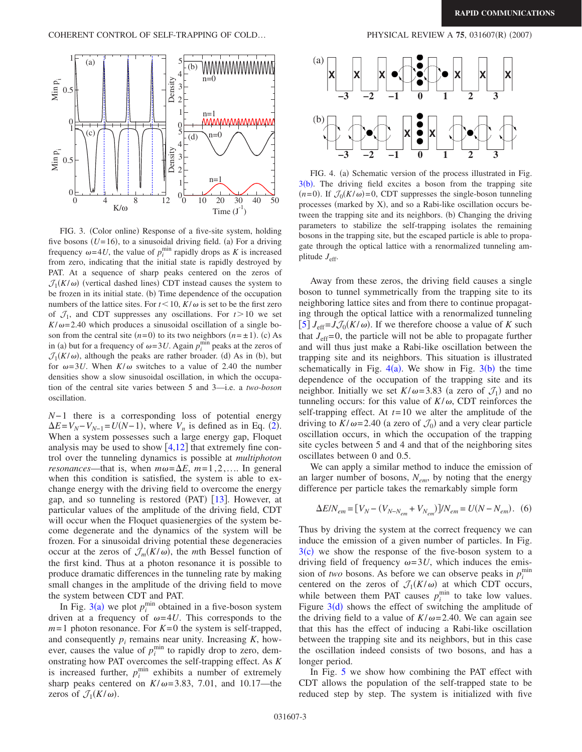FIG. 3. (Color online) Response of a five-site system, holding five bosons ($U=16$), to a sinusoidal driving field. (a) For a driving frequency $\omega=4U$, the value of $p_i^{\min}$ rapidly drops as $K$ is increased from zero, indicating that the initial state is rapidly destroyed by PAT. At a sequence of sharp peaks centered on the zeros of $\mathcal{J}_1(K/\omega)$ (vertical dashed lines) CDT instead causes the system to be frozen in its initial state. (b) Time dependence of the occupation numbers of the lattice sites. For $t<10$, $K/\omega$ is set to be the first zero of $\mathcal{J}_1$, and CDT suppresses any oscillations. For $t>10$ we set $K/\omega=2.40$ which produces a sinusoidal oscillation of a single boson from the central site ($n=0$) to its two neighbors ($n=\pm 1$). (c) As in (a) but for a frequency of $\omega=3U$. Again $p_i^{\min}$ peaks at the zeros of $\mathcal{J}_1(K/\omega)$, although the peaks are rather broader. (d) As in (b), but for $\omega=3U$. When $K/\omega$ switches to a value of 2.40 the number densities show a slow sinusoidal oscillation, in which the occupation of the central site varies between 5 and 3—i.e. a *two-boson* oscillation.

$N-1$ there is a corresponding loss of potential energy $\Delta E=V_N-V_{N-1}=U(N-1)$, where $V_n$ is defined as in Eq. (2). When a system possesses such a large energy gap, Floquet analysis may be used to show [4,12] that extremely fine control over the tunneling dynamics is possible at *multiphoton resonances*—that is, when $m\omega=\Delta E$, $m=1,2,\ldots$. In general when this condition is satisfied, the system is able to exchange energy with the driving field to overcome the energy gap, and so tunneling is restored (PAT) [13]. However, at particular values of the amplitude of the driving field, CDT will occur when the Floquet quasienergies of the system become degenerate and the dynamics of the system will be frozen. For a sinusoidal driving potential these degeneracies occur at the zeros of $\mathcal{J}_m(K/\omega)$, the $m$th Bessel function of the first kind. Thus at a photon resonance it is possible to produce dramatic differences in the tunneling rate by making small changes in the amplitude of the driving field to move the system between CDT and PAT.

In Fig. 3(a) we plot $p_i^{\min}$ obtained in a five-boson system driven at a frequency of $\omega=4U$. This corresponds to the $m=1$ photon resonance. For $K=0$ the system is self-trapped, and consequently $p_i$ remains near unity. Increasing $K$, however, causes the value of $p_i^{\min}$ to rapidly drop to zero, demonstrating how PAT overcomes the self-trapping effect. As $K$ is increased further, $p_i^{\min}$ exhibits a number of extremely sharp peaks centered on $K/\omega=3.83$, 7.01, and 10.17—the zeros of $\mathcal{J}_1(K/\omega)$.

FIG. 4. (a) Schematic version of the process illustrated in Fig. 3(b). The driving field excites a boson from the trapping site ($n=0$). If $\mathcal{J}_0(K/\omega)=0$, CDT suppresses the single-boson tunneling processes (marked by X), and so a Rabi-like oscillation occurs between the trapping site and its neighbors. (b) Changing the driving parameters to stabilize the self-trapping isolates the remaining bosons in the trapping site, but the escaped particle is able to propagate through the optical lattice with a renormalized tunneling amplitude $J_{\text{eff}}$.

Away from these zeros, the driving field causes a single boson to tunnel symmetrically from the trapping site to its neighboring lattice sites and from there to continue propagating through the optical lattice with a renormalized tunneling [5] $J_{\text{eff}}=J\mathcal{J}_0(K/\omega)$. If we therefore choose a value of $K$ such that $J_{\text{eff}}=0$, the particle will not be able to propagate further and will thus just make a Rabi-like oscillation between the trapping site and its neighbors. This situation is illustrated schematically in Fig. 4(a). We show in Fig. 3(b) the time dependence of the occupation of the trapping site and its neighbor. Initially we set $K/\omega=3.83$ (a zero of $\mathcal{J}_1$) and no tunneling occurs: for this value of $K/\omega$, CDT reinforces the self-trapping effect. At $t=10$ we alter the amplitude of the driving to $K/\omega=2.40$ (a zero of $\mathcal{J}_0$) and a very clear particle oscillation occurs, in which the occupation of the trapping site cycles between 5 and 4 and that of the neighboring sites oscillates between 0 and 0.5.

We can apply a similar method to induce the emission of an larger number of bosons, $N_{em}$, by noting that the energy difference per particle takes the remarkably simple form

$$\Delta E/N_{em}=[V_N-(V_{N-N_{em}}+V_{N_{em}})]/N_{em}=U(N-N_{em}). \quad (6)$$

Thus by driving the system at the correct frequency we can induce the emission of a given number of particles. In Fig. 3(c) we show the response of the five-boson system to a driving field of frequency $\omega=3U$, which induces the emission of *two* bosons. As before we can observe peaks in $p_i^{\min}$ centered on the zeros of $\mathcal{J}_1(K/\omega)$ at which CDT occurs, while between them PAT causes $p_i^{\min}$ to take low values. Figure 3(d) shows the effect of switching the amplitude of the driving field to a value of $K/\omega=2.40$. We can again see that this has the effect of inducing a Rabi-like oscillation between the trapping site and its neighbors, but in this case the oscillation indeed consists of two bosons, and has a longer period.

In Fig. 5 we show how combining the PAT effect with CDT allows the population of the self-trapped state to be reduced step by step. The system is initialized with five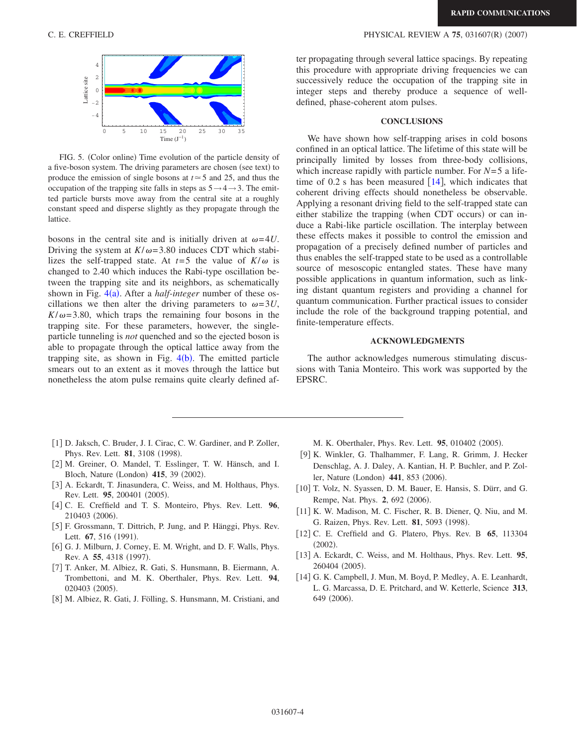Lattice site
4
2
0
−2
−4
0 5 10 15 20 25 30 35
Time ($J^{-1}$)

FIG. 5. (Color online) Time evolution of the particle density of a five-boson system. The driving parameters are chosen (see text) to produce the emission of single bosons at $t \simeq 5$ and 25, and thus the occupation of the trapping site falls in steps as $5 \rightarrow 4 \rightarrow 3$. The emitted particle bursts move away from the central site at a roughly constant speed and disperse slightly as they propagate through the lattice.

bosons in the central site and is initially driven at $\omega = 4U$. Driving the system at $K/\omega = 3.80$ induces CDT which stabilizes the self-trapped state. At $t = 5$ the value of $K/\omega$ is changed to 2.40 which induces the Rabi-type oscillation between the trapping site and its neighbors, as schematically shown in Fig. 4(a). After a *half-integer* number of these oscillations we then alter the driving parameters to $\omega = 3U$, $K/\omega = 3.80$, which traps the remaining four bosons in the trapping site. For these parameters, however, the single-particle tunneling is *not* quenched and so the ejected boson is able to propagate through the optical lattice away from the trapping site, as shown in Fig. 4(b). The emitted particle smears out to an extent as it moves through the lattice but nonetheless the atom pulse remains quite clearly defined after propagating through several lattice spacings. By repeating this procedure with appropriate driving frequencies we can successively reduce the occupation of the trapping site in integer steps and thereby produce a sequence of well-defined, phase-coherent atom pulses.

## CONCLUSIONS

We have shown how self-trapping arises in cold bosons confined in an optical lattice. The lifetime of this state will be principally limited by losses from three-body collisions, which increase rapidly with particle number. For $N = 5$ a lifetime of 0.2 s has been measured [14], which indicates that coherent driving effects should nonetheless be observable. Applying a resonant driving field to the self-trapped state can either stabilize the trapping (when CDT occurs) or can induce a Rabi-like particle oscillation. The interplay between these effects makes it possible to control the emission and propagation of a precisely defined number of particles and thus enables the self-trapped state to be used as a controllable source of mesoscopic entangled states. These have many possible applications in quantum information, such as linking distant quantum registers and providing a channel for quantum communication. Further practical issues to consider include the role of the background trapping potential, and finite-temperature effects.

## ACKNOWLEDGMENTS

The author acknowledges numerous stimulating discussions with Tania Monteiro. This work was supported by the EPSRC.

---

[1] D. Jaksch, C. Bruder, J. I. Cirac, C. W. Gardiner, and P. Zoller, Phys. Rev. Lett. **81**, 3108 (1998).

[2] M. Greiner, O. Mandel, T. Esslinger, T. W. Hänsch, and I. Bloch, Nature (London) **415**, 39 (2002).

[3] A. Eckardt, T. Jinasundera, C. Weiss, and M. Holthaus, Phys. Rev. Lett. **95**, 200401 (2005).

[4] C. E. Creffield and T. S. Monteiro, Phys. Rev. Lett. **96**, 210403 (2006).

[5] F. Grossmann, T. Dittrich, P. Jung, and P. Hänggi, Phys. Rev. Lett. **67**, 516 (1991).

[6] G. J. Milburn, J. Corney, E. M. Wright, and D. F. Walls, Phys. Rev. A **55**, 4318 (1997).

[7] T. Anker, M. Albiez, R. Gati, S. Hunsmann, B. Eiermann, A. Trombettoni, and M. K. Oberthaler, Phys. Rev. Lett. **94**, 020403 (2005).

[8] M. Albiez, R. Gati, J. Fölling, S. Hunsmann, M. Cristiani, and M. K. Oberthaler, Phys. Rev. Lett. **95**, 010402 (2005).

[9] K. Winkler, G. Thalhammer, F. Lang, R. Grimm, J. Hecker Denschlag, A. J. Daley, A. Kantian, H. P. Buchler, and P. Zoller, Nature (London) **441**, 853 (2006).

[10] T. Volz, N. Syassen, D. M. Bauer, E. Hansis, S. Dürr, and G. Rempe, Nat. Phys. **2**, 692 (2006).

[11] K. W. Madison, M. C. Fischer, R. B. Diener, Q. Niu, and M. G. Raizen, Phys. Rev. Lett. **81**, 5093 (1998).

[12] C. E. Creffield and G. Platero, Phys. Rev. B **65**, 113304 (2002).

[13] A. Eckardt, C. Weiss, and M. Holthaus, Phys. Rev. Lett. **95**, 260404 (2005).

[14] G. K. Campbell, J. Mun, M. Boyd, P. Medley, A. E. Leanhardt, L. G. Marcassa, D. E. Pritchard, and W. Ketterle, Science **313**, 649 (2006).